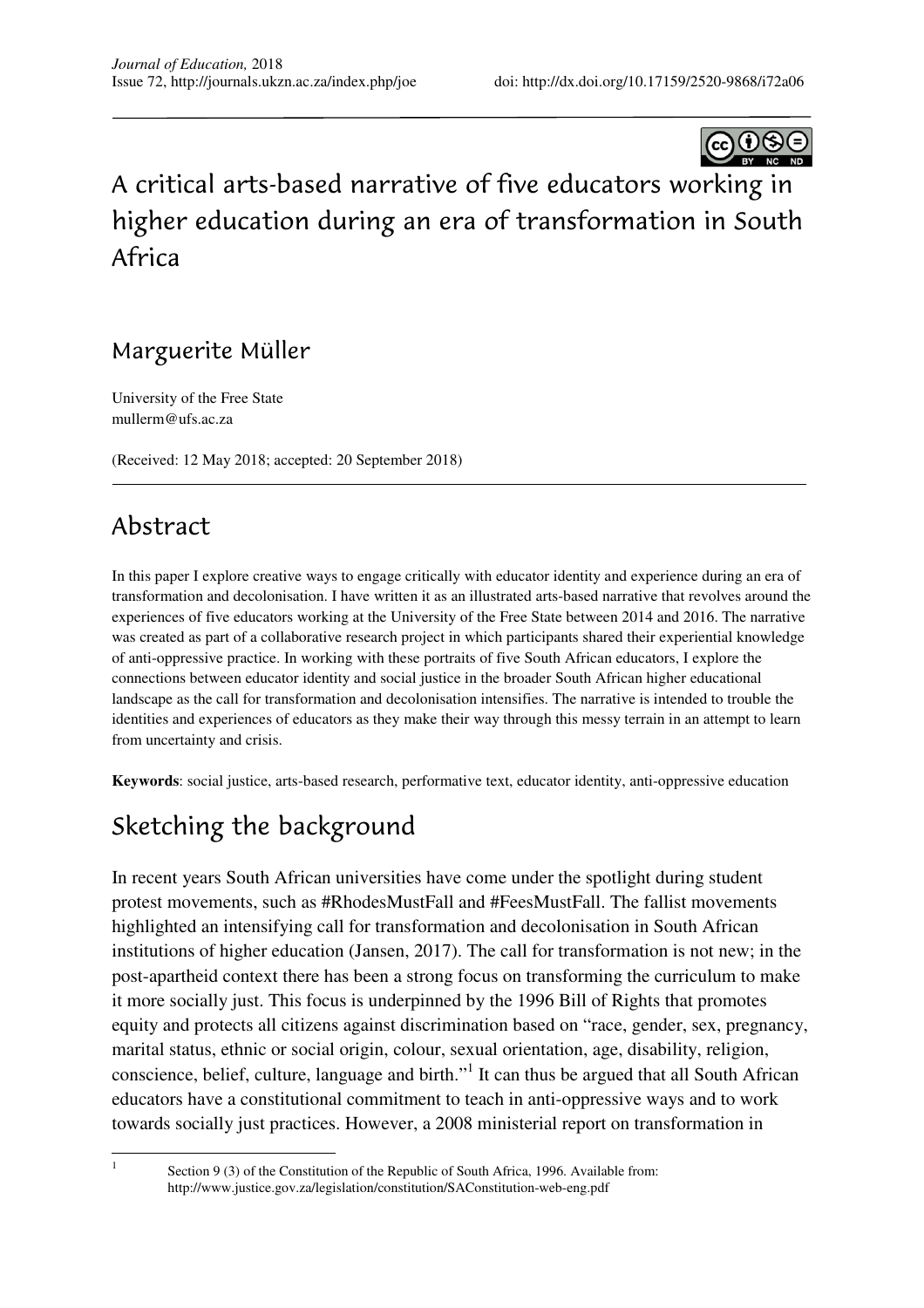# A critical arts-based narrative of five educators working in higher education during an era of transformation in South Africa

## Marguerite Müller

University of the Free State
mullerm@ufs.ac.za

(Received: 12 May 2018; accepted: 20 September 2018)

## Abstract

In this paper I explore creative ways to engage critically with educator identity and experience during an era of transformation and decolonisation. I have written it as an illustrated arts-based narrative that revolves around the experiences of five educators working at the University of the Free State between 2014 and 2016. The narrative was created as part of a collaborative research project in which participants shared their experiential knowledge of anti-oppressive practice. In working with these portraits of five South African educators, I explore the connections between educator identity and social justice in the broader South African higher educational landscape as the call for transformation and decolonisation intensifies. The narrative is intended to trouble the identities and experiences of educators as they make their way through this messy terrain in an attempt to learn from uncertainty and crisis.

**Keywords**: social justice, arts-based research, performative text, educator identity, anti-oppressive education

## Sketching the background

In recent years South African universities have come under the spotlight during student protest movements, such as #RhodesMustFall and #FeesMustFall. The fallist movements highlighted an intensifying call for transformation and decolonisation in South African institutions of higher education (Jansen, 2017). The call for transformation is not new; in the post-apartheid context there has been a strong focus on transforming the curriculum to make it more socially just. This focus is underpinned by the 1996 Bill of Rights that promotes equity and protects all citizens against discrimination based on "race, gender, sex, pregnancy, marital status, ethnic or social origin, colour, sexual orientation, age, disability, religion, conscience, belief, culture, language and birth."[1] It can thus be argued that all South African educators have a constitutional commitment to teach in anti-oppressive ways and to work towards socially just practices. However, a 2008 ministerial report on transformation in

---

[1] Section 9 (3) of the Constitution of the Republic of South Africa, 1996. Available from: http://www.justice.gov.za/legislation/constitution/SAConstitution-web-eng.pdf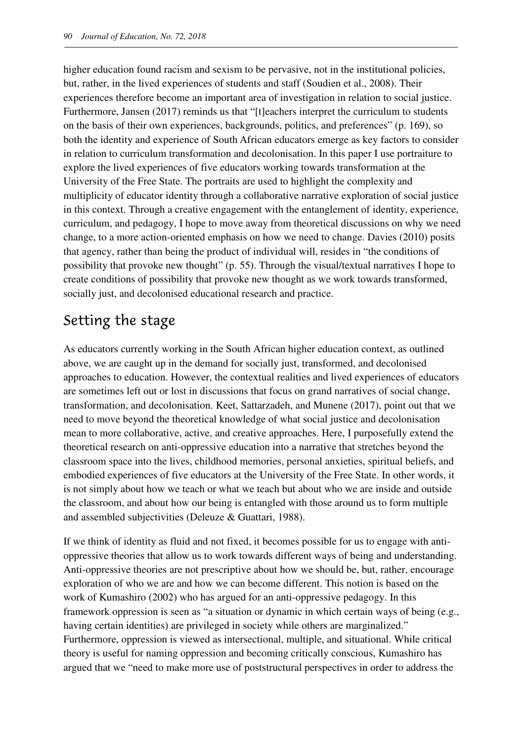higher education found racism and sexism to be pervasive, not in the institutional policies, but, rather, in the lived experiences of students and staff (Soudien et al., 2008). Their experiences therefore become an important area of investigation in relation to social justice. Furthermore, Jansen (2017) reminds us that "[t]eachers interpret the curriculum to students on the basis of their own experiences, backgrounds, politics, and preferences" (p. 169), so both the identity and experience of South African educators emerge as key factors to consider in relation to curriculum transformation and decolonisation. In this paper I use portraiture to explore the lived experiences of five educators working towards transformation at the University of the Free State. The portraits are used to highlight the complexity and multiplicity of educator identity through a collaborative narrative exploration of social justice in this context. Through a creative engagement with the entanglement of identity, experience, curriculum, and pedagogy, I hope to move away from theoretical discussions on why we need change, to a more action-oriented emphasis on how we need to change. Davies (2010) posits that agency, rather than being the product of individual will, resides in "the conditions of possibility that provoke new thought" (p. 55). Through the visual/textual narratives I hope to create conditions of possibility that provoke new thought as we work towards transformed, socially just, and decolonised educational research and practice.

## Setting the stage

As educators currently working in the South African higher education context, as outlined above, we are caught up in the demand for socially just, transformed, and decolonised approaches to education. However, the contextual realities and lived experiences of educators are sometimes left out or lost in discussions that focus on grand narratives of social change, transformation, and decolonisation. Keet, Sattarzadeh, and Munene (2017), point out that we need to move beyond the theoretical knowledge of what social justice and decolonisation mean to more collaborative, active, and creative approaches. Here, I purposefully extend the theoretical research on anti-oppressive education into a narrative that stretches beyond the classroom space into the lives, childhood memories, personal anxieties, spiritual beliefs, and embodied experiences of five educators at the University of the Free State. In other words, it is not simply about how we teach or what we teach but about who we are inside and outside the classroom, and about how our being is entangled with those around us to form multiple and assembled subjectivities (Deleuze & Guattari, 1988).

If we think of identity as fluid and not fixed, it becomes possible for us to engage with anti-oppressive theories that allow us to work towards different ways of being and understanding. Anti-oppressive theories are not prescriptive about how we should be, but, rather, encourage exploration of who we are and how we can become different. This notion is based on the work of Kumashiro (2002) who has argued for an anti-oppressive pedagogy. In this framework oppression is seen as "a situation or dynamic in which certain ways of being (e.g., having certain identities) are privileged in society while others are marginalized." Furthermore, oppression is viewed as intersectional, multiple, and situational. While critical theory is useful for naming oppression and becoming critically conscious, Kumashiro has argued that we "need to make more use of poststructural perspectives in order to address the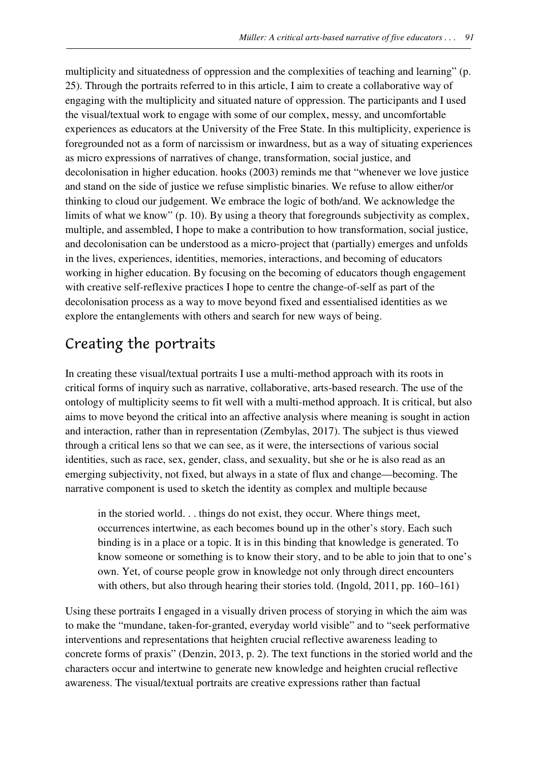multiplicity and situatedness of oppression and the complexities of teaching and learning" (p. 25). Through the portraits referred to in this article, I aim to create a collaborative way of engaging with the multiplicity and situated nature of oppression. The participants and I used the visual/textual work to engage with some of our complex, messy, and uncomfortable experiences as educators at the University of the Free State. In this multiplicity, experience is foregrounded not as a form of narcissism or inwardness, but as a way of situating experiences as micro expressions of narratives of change, transformation, social justice, and decolonisation in higher education. hooks (2003) reminds me that "whenever we love justice and stand on the side of justice we refuse simplistic binaries. We refuse to allow either/or thinking to cloud our judgement. We embrace the logic of both/and. We acknowledge the limits of what we know" (p. 10). By using a theory that foregrounds subjectivity as complex, multiple, and assembled, I hope to make a contribution to how transformation, social justice, and decolonisation can be understood as a micro-project that (partially) emerges and unfolds in the lives, experiences, identities, memories, interactions, and becoming of educators working in higher education. By focusing on the becoming of educators though engagement with creative self-reflexive practices I hope to centre the change-of-self as part of the decolonisation process as a way to move beyond fixed and essentialised identities as we explore the entanglements with others and search for new ways of being.

## Creating the portraits

In creating these visual/textual portraits I use a multi-method approach with its roots in critical forms of inquiry such as narrative, collaborative, arts-based research. The use of the ontology of multiplicity seems to fit well with a multi-method approach. It is critical, but also aims to move beyond the critical into an affective analysis where meaning is sought in action and interaction, rather than in representation (Zembylas, 2017). The subject is thus viewed through a critical lens so that we can see, as it were, the intersections of various social identities, such as race, sex, gender, class, and sexuality, but she or he is also read as an emerging subjectivity, not fixed, but always in a state of flux and change—becoming. The narrative component is used to sketch the identity as complex and multiple because

> in the storied world. . . things do not exist, they occur. Where things meet, occurrences intertwine, as each becomes bound up in the other's story. Each such binding is in a place or a topic. It is in this binding that knowledge is generated. To know someone or something is to know their story, and to be able to join that to one's own. Yet, of course people grow in knowledge not only through direct encounters with others, but also through hearing their stories told. (Ingold, 2011, pp. 160–161)

Using these portraits I engaged in a visually driven process of storying in which the aim was to make the "mundane, taken-for-granted, everyday world visible" and to "seek performative interventions and representations that heighten crucial reflective awareness leading to concrete forms of praxis" (Denzin, 2013, p. 2). The text functions in the storied world and the characters occur and intertwine to generate new knowledge and heighten crucial reflective awareness. The visual/textual portraits are creative expressions rather than factual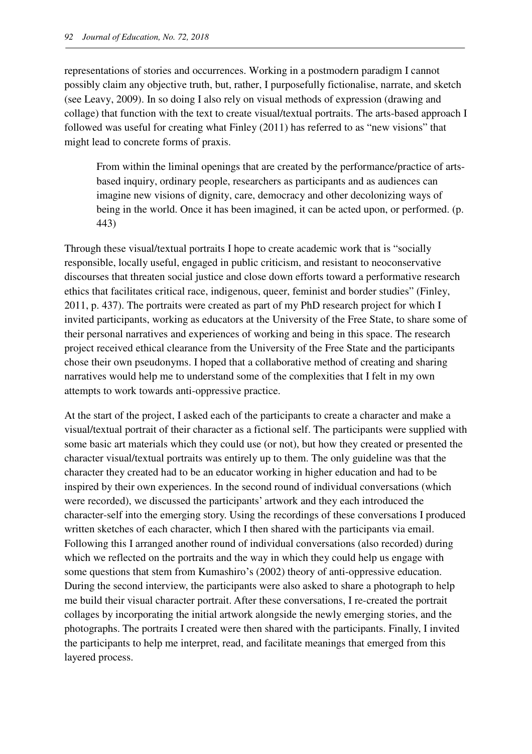representations of stories and occurrences. Working in a postmodern paradigm I cannot possibly claim any objective truth, but, rather, I purposefully fictionalise, narrate, and sketch (see Leavy, 2009). In so doing I also rely on visual methods of expression (drawing and collage) that function with the text to create visual/textual portraits. The arts-based approach I followed was useful for creating what Finley (2011) has referred to as "new visions" that might lead to concrete forms of praxis.

> From within the liminal openings that are created by the performance/practice of arts-based inquiry, ordinary people, researchers as participants and as audiences can imagine new visions of dignity, care, democracy and other decolonizing ways of being in the world. Once it has been imagined, it can be acted upon, or performed. (p. 443)

Through these visual/textual portraits I hope to create academic work that is "socially responsible, locally useful, engaged in public criticism, and resistant to neoconservative discourses that threaten social justice and close down efforts toward a performative research ethics that facilitates critical race, indigenous, queer, feminist and border studies" (Finley, 2011, p. 437). The portraits were created as part of my PhD research project for which I invited participants, working as educators at the University of the Free State, to share some of their personal narratives and experiences of working and being in this space. The research project received ethical clearance from the University of the Free State and the participants chose their own pseudonyms. I hoped that a collaborative method of creating and sharing narratives would help me to understand some of the complexities that I felt in my own attempts to work towards anti-oppressive practice.

At the start of the project, I asked each of the participants to create a character and make a visual/textual portrait of their character as a fictional self. The participants were supplied with some basic art materials which they could use (or not), but how they created or presented the character visual/textual portraits was entirely up to them. The only guideline was that the character they created had to be an educator working in higher education and had to be inspired by their own experiences. In the second round of individual conversations (which were recorded), we discussed the participants' artwork and they each introduced the character-self into the emerging story. Using the recordings of these conversations I produced written sketches of each character, which I then shared with the participants via email. Following this I arranged another round of individual conversations (also recorded) during which we reflected on the portraits and the way in which they could help us engage with some questions that stem from Kumashiro's (2002) theory of anti-oppressive education. During the second interview, the participants were also asked to share a photograph to help me build their visual character portrait. After these conversations, I re-created the portrait collages by incorporating the initial artwork alongside the newly emerging stories, and the photographs. The portraits I created were then shared with the participants. Finally, I invited the participants to help me interpret, read, and facilitate meanings that emerged from this layered process.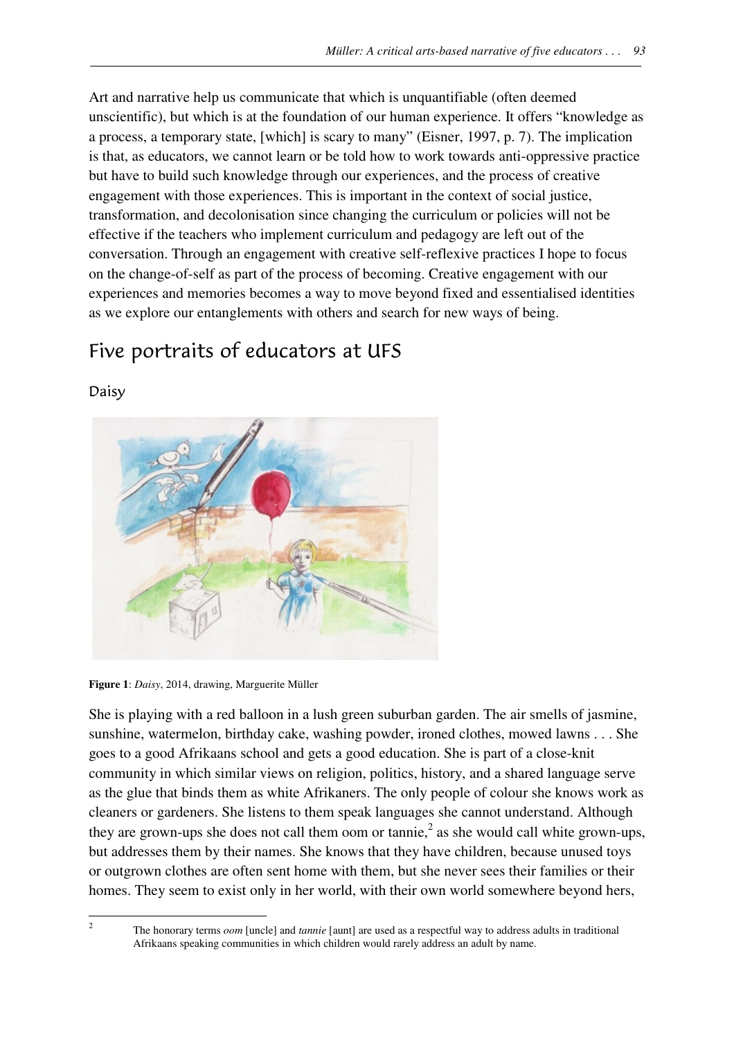Art and narrative help us communicate that which is unquantifiable (often deemed unscientific), but which is at the foundation of our human experience. It offers "knowledge as a process, a temporary state, [which] is scary to many" (Eisner, 1997, p. 7). The implication is that, as educators, we cannot learn or be told how to work towards anti-oppressive practice but have to build such knowledge through our experiences, and the process of creative engagement with those experiences. This is important in the context of social justice, transformation, and decolonisation since changing the curriculum or policies will not be effective if the teachers who implement curriculum and pedagogy are left out of the conversation. Through an engagement with creative self-reflexive practices I hope to focus on the change-of-self as part of the process of becoming. Creative engagement with our experiences and memories becomes a way to move beyond fixed and essentialised identities as we explore our entanglements with others and search for new ways of being.

## Five portraits of educators at UFS

### Daisy

**Figure 1**: *Daisy*, 2014, drawing, Marguerite Müller

She is playing with a red balloon in a lush green suburban garden. The air smells of jasmine, sunshine, watermelon, birthday cake, washing powder, ironed clothes, mowed lawns . . . She goes to a good Afrikaans school and gets a good education. She is part of a close-knit community in which similar views on religion, politics, history, and a shared language serve as the glue that binds them as white Afrikaners. The only people of colour she knows work as cleaners or gardeners. She listens to them speak languages she cannot understand. Although they are grown-ups she does not call them oom or tannie,[2] as she would call white grown-ups, but addresses them by their names. She knows that they have children, because unused toys or outgrown clothes are often sent home with them, but she never sees their families or their homes. They seem to exist only in her world, with their own world somewhere beyond hers,

[2] The honorary terms *oom* [uncle] and *tannie* [aunt] are used as a respectful way to address adults in traditional Afrikaans speaking communities in which children would rarely address an adult by name.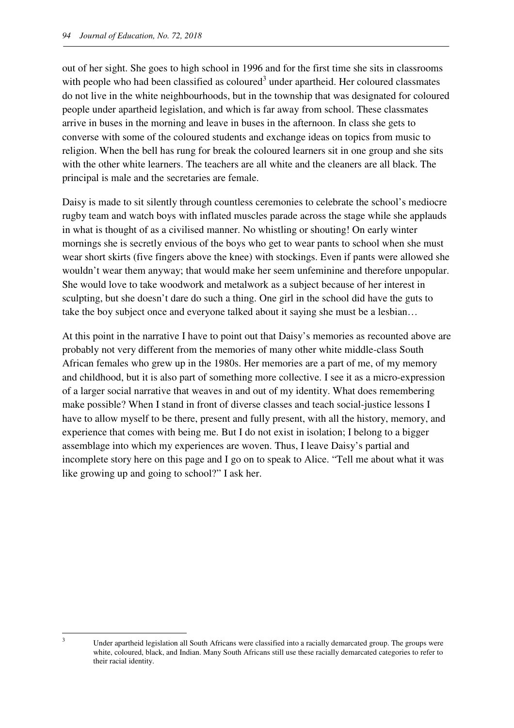out of her sight. She goes to high school in 1996 and for the first time she sits in classrooms with people who had been classified as coloured[3] under apartheid. Her coloured classmates do not live in the white neighbourhoods, but in the township that was designated for coloured people under apartheid legislation, and which is far away from school. These classmates arrive in buses in the morning and leave in buses in the afternoon. In class she gets to converse with some of the coloured students and exchange ideas on topics from music to religion. When the bell has rung for break the coloured learners sit in one group and she sits with the other white learners. The teachers are all white and the cleaners are all black. The principal is male and the secretaries are female.

Daisy is made to sit silently through countless ceremonies to celebrate the school's mediocre rugby team and watch boys with inflated muscles parade across the stage while she applauds in what is thought of as a civilised manner. No whistling or shouting! On early winter mornings she is secretly envious of the boys who get to wear pants to school when she must wear short skirts (five fingers above the knee) with stockings. Even if pants were allowed she wouldn't wear them anyway; that would make her seem unfeminine and therefore unpopular. She would love to take woodwork and metalwork as a subject because of her interest in sculpting, but she doesn't dare do such a thing. One girl in the school did have the guts to take the boy subject once and everyone talked about it saying she must be a lesbian…

At this point in the narrative I have to point out that Daisy's memories as recounted above are probably not very different from the memories of many other white middle-class South African females who grew up in the 1980s. Her memories are a part of me, of my memory and childhood, but it is also part of something more collective. I see it as a micro-expression of a larger social narrative that weaves in and out of my identity. What does remembering make possible? When I stand in front of diverse classes and teach social-justice lessons I have to allow myself to be there, present and fully present, with all the history, memory, and experience that comes with being me. But I do not exist in isolation; I belong to a bigger assemblage into which my experiences are woven. Thus, I leave Daisy's partial and incomplete story here on this page and I go on to speak to Alice. "Tell me about what it was like growing up and going to school?" I ask her.

---

[3] Under apartheid legislation all South Africans were classified into a racially demarcated group. The groups were white, coloured, black, and Indian. Many South Africans still use these racially demarcated categories to refer to their racial identity.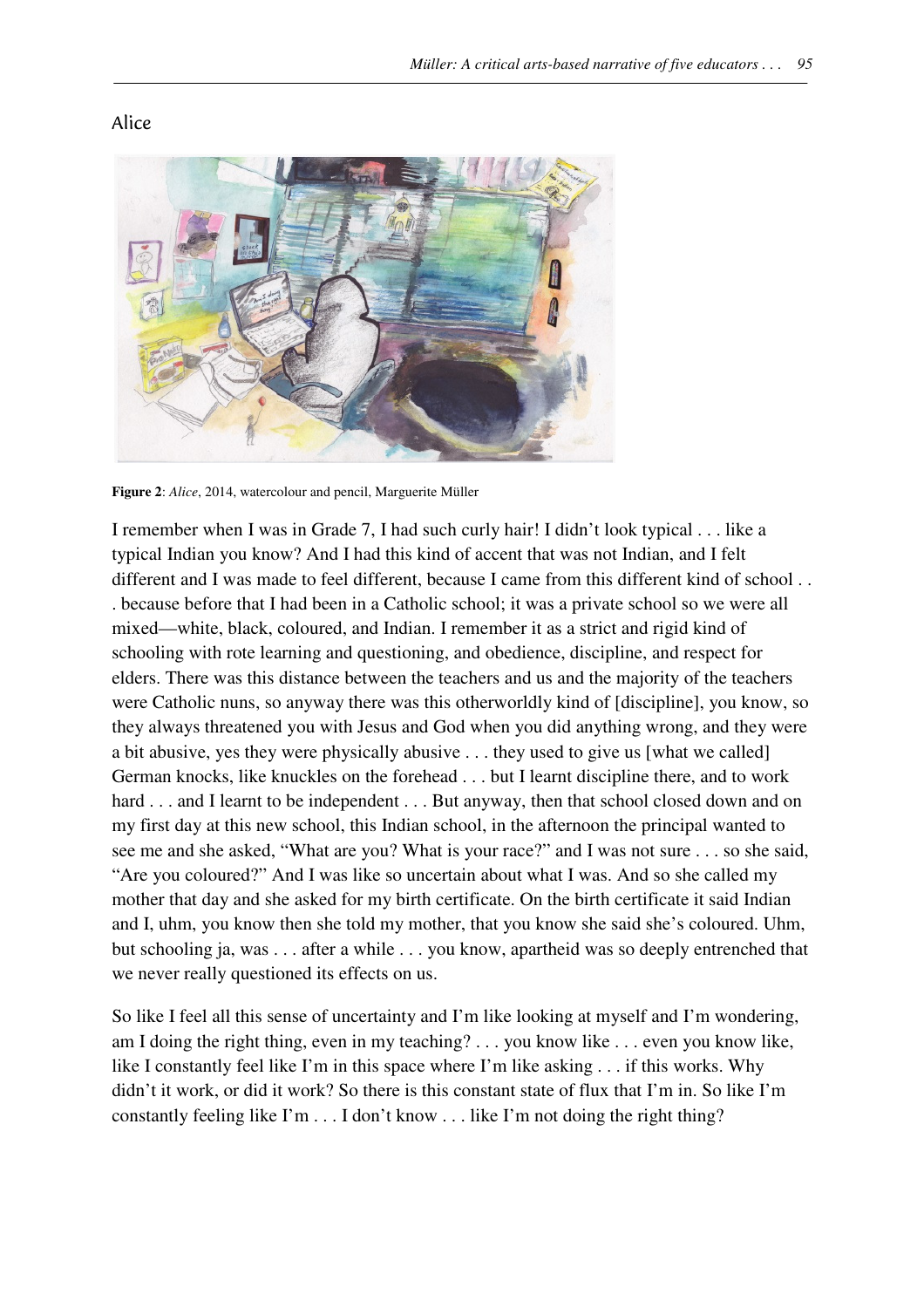## Alice

**Figure 2**: *Alice*, 2014, watercolour and pencil, Marguerite Müller

I remember when I was in Grade 7, I had such curly hair! I didn't look typical . . . like a typical Indian you know? And I had this kind of accent that was not Indian, and I felt different and I was made to feel different, because I came from this different kind of school . . . because before that I had been in a Catholic school; it was a private school so we were all mixed—white, black, coloured, and Indian. I remember it as a strict and rigid kind of schooling with rote learning and questioning, and obedience, discipline, and respect for elders. There was this distance between the teachers and us and the majority of the teachers were Catholic nuns, so anyway there was this otherworldly kind of [discipline], you know, so they always threatened you with Jesus and God when you did anything wrong, and they were a bit abusive, yes they were physically abusive . . . they used to give us [what we called] German knocks, like knuckles on the forehead . . . but I learnt discipline there, and to work hard . . . and I learnt to be independent . . . But anyway, then that school closed down and on my first day at this new school, this Indian school, in the afternoon the principal wanted to see me and she asked, "What are you? What is your race?" and I was not sure . . . so she said, "Are you coloured?" And I was like so uncertain about what I was. And so she called my mother that day and she asked for my birth certificate. On the birth certificate it said Indian and I, uhm, you know then she told my mother, that you know she said she's coloured. Uhm, but schooling ja, was . . . after a while . . . you know, apartheid was so deeply entrenched that we never really questioned its effects on us.

So like I feel all this sense of uncertainty and I'm like looking at myself and I'm wondering, am I doing the right thing, even in my teaching? . . . you know like . . . even you know like, like I constantly feel like I'm in this space where I'm like asking . . . if this works. Why didn't it work, or did it work? So there is this constant state of flux that I'm in. So like I'm constantly feeling like I'm . . . I don't know . . . like I'm not doing the right thing?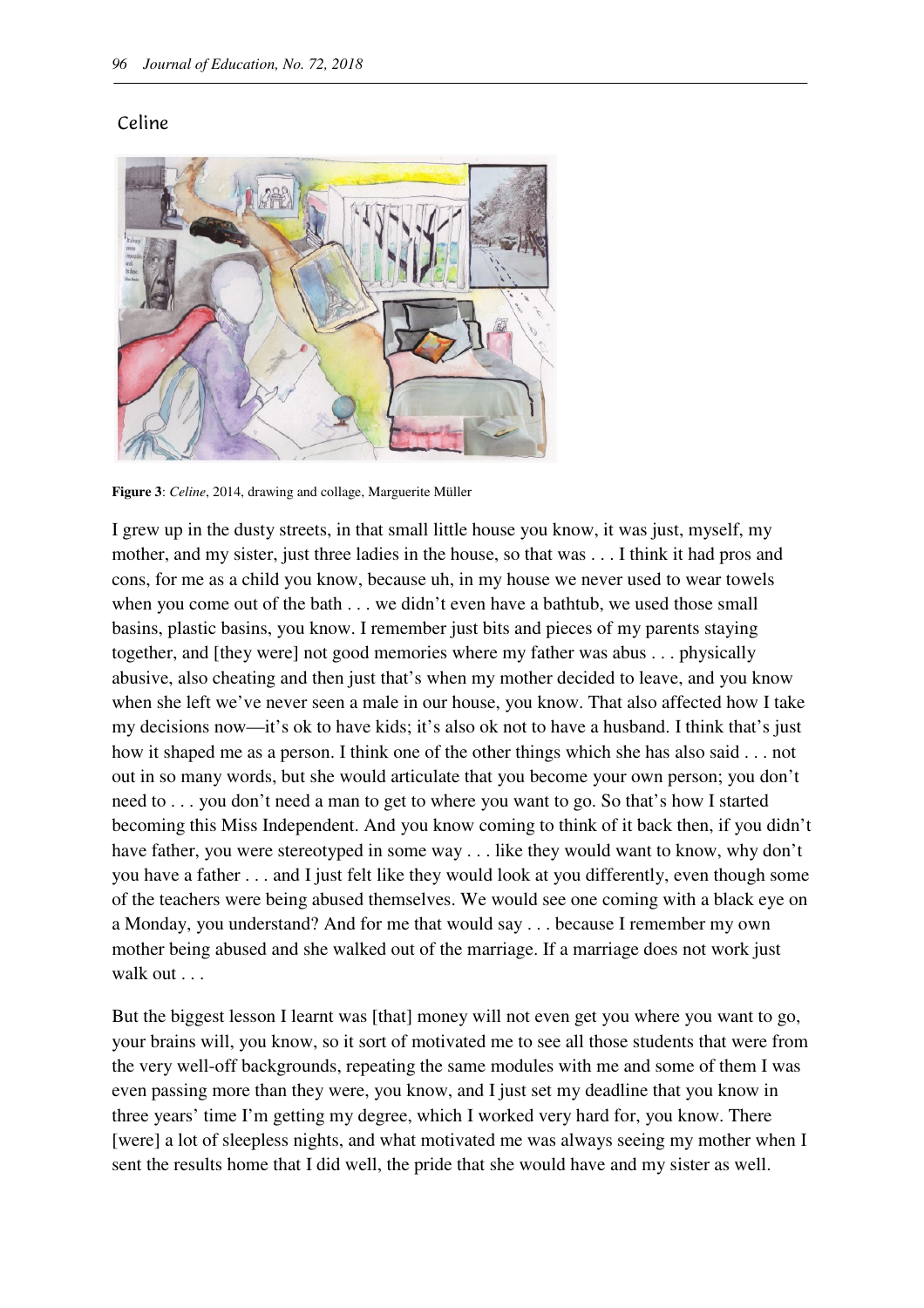## Celine

**Figure 3**: *Celine*, 2014, drawing and collage, Marguerite Müller

I grew up in the dusty streets, in that small little house you know, it was just, myself, my mother, and my sister, just three ladies in the house, so that was . . . I think it had pros and cons, for me as a child you know, because uh, in my house we never used to wear towels when you come out of the bath . . . we didn't even have a bathtub, we used those small basins, plastic basins, you know. I remember just bits and pieces of my parents staying together, and [they were] not good memories where my father was abus . . . physically abusive, also cheating and then just that's when my mother decided to leave, and you know when she left we've never seen a male in our house, you know. That also affected how I take my decisions now—it's ok to have kids; it's also ok not to have a husband. I think that's just how it shaped me as a person. I think one of the other things which she has also said . . . not out in so many words, but she would articulate that you become your own person; you don't need to . . . you don't need a man to get to where you want to go. So that's how I started becoming this Miss Independent. And you know coming to think of it back then, if you didn't have father, you were stereotyped in some way . . . like they would want to know, why don't you have a father . . . and I just felt like they would look at you differently, even though some of the teachers were being abused themselves. We would see one coming with a black eye on a Monday, you understand? And for me that would say . . . because I remember my own mother being abused and she walked out of the marriage. If a marriage does not work just walk out . . .

But the biggest lesson I learnt was [that] money will not even get you where you want to go, your brains will, you know, so it sort of motivated me to see all those students that were from the very well-off backgrounds, repeating the same modules with me and some of them I was even passing more than they were, you know, and I just set my deadline that you know in three years' time I'm getting my degree, which I worked very hard for, you know. There [were] a lot of sleepless nights, and what motivated me was always seeing my mother when I sent the results home that I did well, the pride that she would have and my sister as well.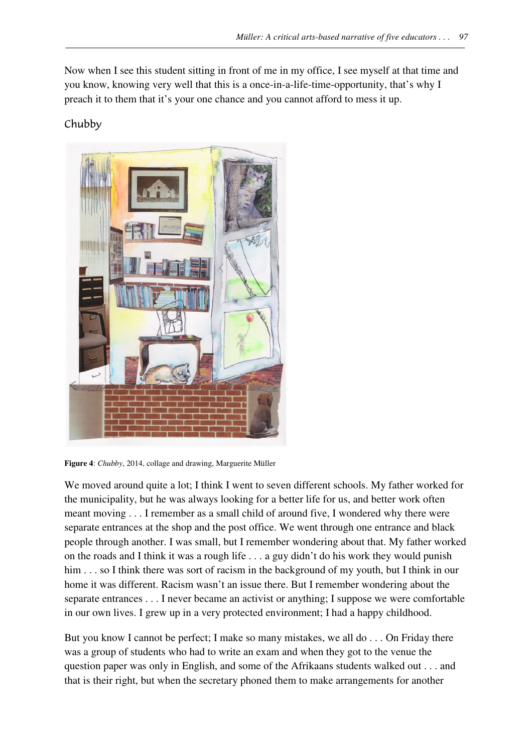Now when I see this student sitting in front of me in my office, I see myself at that time and you know, knowing very well that this is a once-in-a-life-time-opportunity, that's why I preach it to them that it's your one chance and you cannot afford to mess it up.

## Chubby

**Figure 4**: *Chubby*, 2014, collage and drawing, Marguerite Müller

We moved around quite a lot; I think I went to seven different schools. My father worked for the municipality, but he was always looking for a better life for us, and better work often meant moving . . . I remember as a small child of around five, I wondered why there were separate entrances at the shop and the post office. We went through one entrance and black people through another. I was small, but I remember wondering about that. My father worked on the roads and I think it was a rough life . . . a guy didn't do his work they would punish him . . . so I think there was sort of racism in the background of my youth, but I think in our home it was different. Racism wasn't an issue there. But I remember wondering about the separate entrances . . . I never became an activist or anything; I suppose we were comfortable in our own lives. I grew up in a very protected environment; I had a happy childhood.

But you know I cannot be perfect; I make so many mistakes, we all do . . . On Friday there was a group of students who had to write an exam and when they got to the venue the question paper was only in English, and some of the Afrikaans students walked out . . . and that is their right, but when the secretary phoned them to make arrangements for another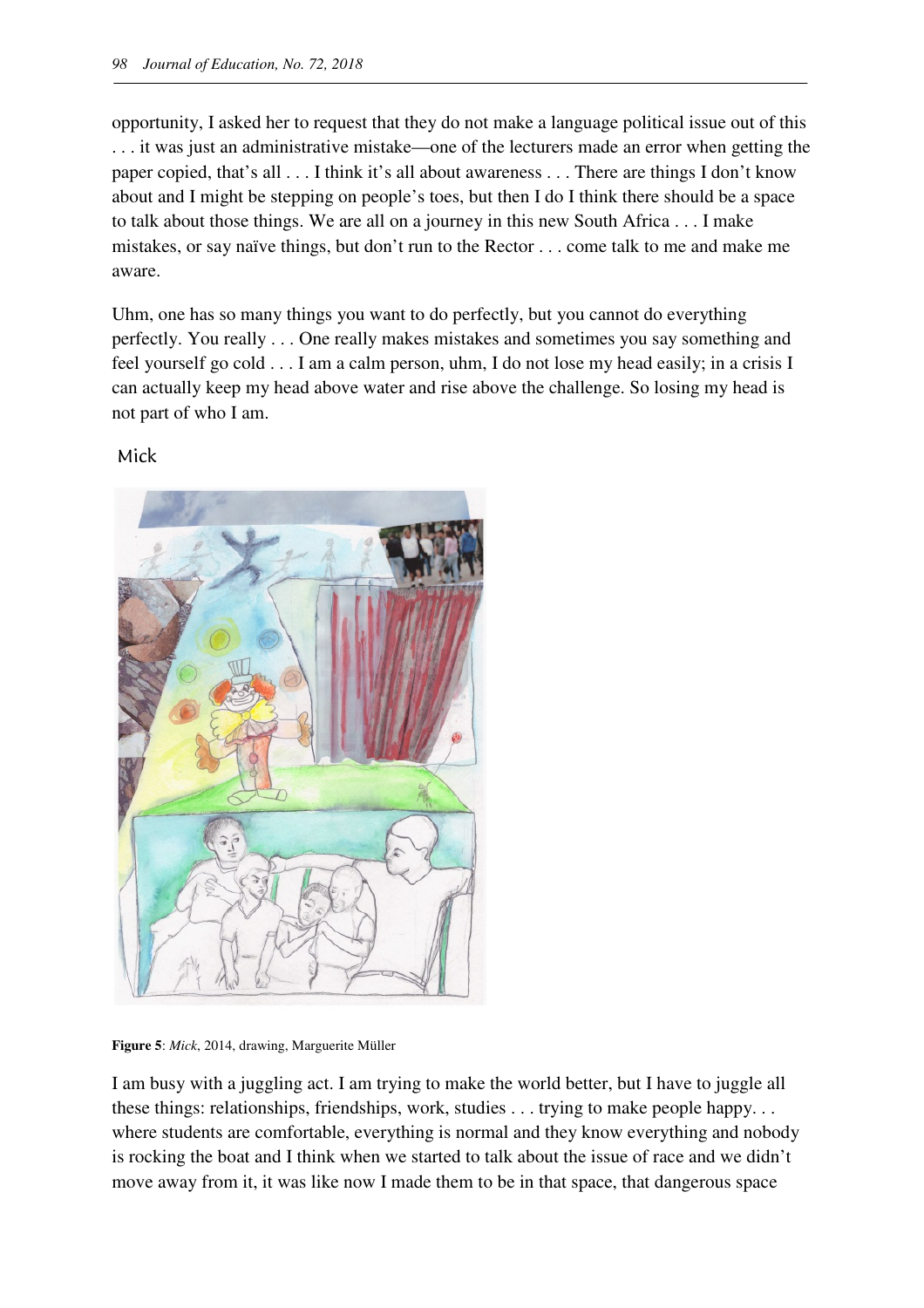opportunity, I asked her to request that they do not make a language political issue out of this . . . it was just an administrative mistake—one of the lecturers made an error when getting the paper copied, that's all . . . I think it's all about awareness . . . There are things I don't know about and I might be stepping on people's toes, but then I do I think there should be a space to talk about those things. We are all on a journey in this new South Africa . . . I make mistakes, or say naïve things, but don't run to the Rector . . . come talk to me and make me aware.

Uhm, one has so many things you want to do perfectly, but you cannot do everything perfectly. You really . . . One really makes mistakes and sometimes you say something and feel yourself go cold . . . I am a calm person, uhm, I do not lose my head easily; in a crisis I can actually keep my head above water and rise above the challenge. So losing my head is not part of who I am.

Mick

**Figure 5**: *Mick*, 2014, drawing, Marguerite Müller

I am busy with a juggling act. I am trying to make the world better, but I have to juggle all these things: relationships, friendships, work, studies . . . trying to make people happy. . . where students are comfortable, everything is normal and they know everything and nobody is rocking the boat and I think when we started to talk about the issue of race and we didn't move away from it, it was like now I made them to be in that space, that dangerous space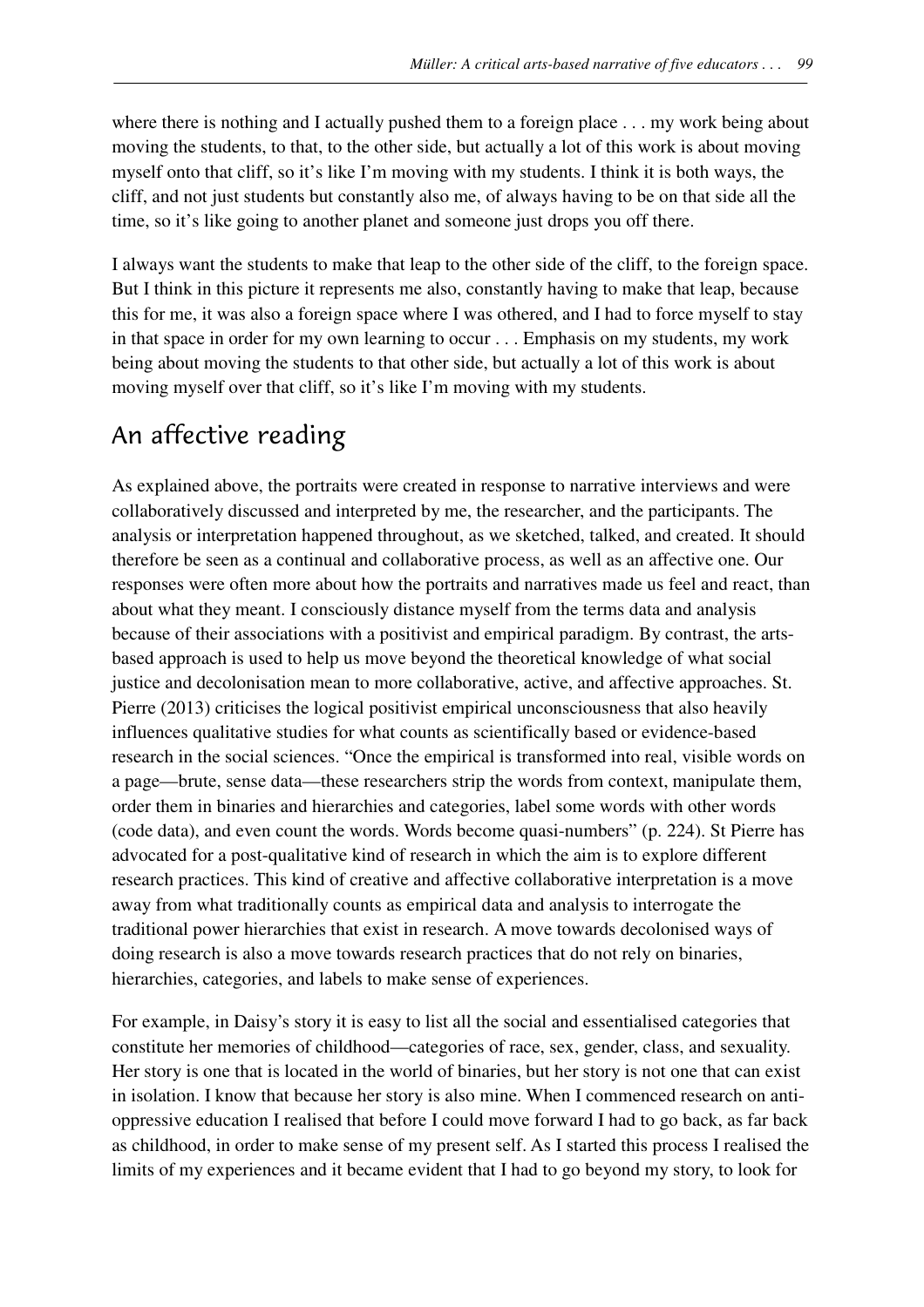where there is nothing and I actually pushed them to a foreign place . . . my work being about moving the students, to that, to the other side, but actually a lot of this work is about moving myself onto that cliff, so it's like I'm moving with my students. I think it is both ways, the cliff, and not just students but constantly also me, of always having to be on that side all the time, so it's like going to another planet and someone just drops you off there.

I always want the students to make that leap to the other side of the cliff, to the foreign space. But I think in this picture it represents me also, constantly having to make that leap, because this for me, it was also a foreign space where I was othered, and I had to force myself to stay in that space in order for my own learning to occur . . . Emphasis on my students, my work being about moving the students to that other side, but actually a lot of this work is about moving myself over that cliff, so it's like I'm moving with my students.

## An affective reading

As explained above, the portraits were created in response to narrative interviews and were collaboratively discussed and interpreted by me, the researcher, and the participants. The analysis or interpretation happened throughout, as we sketched, talked, and created. It should therefore be seen as a continual and collaborative process, as well as an affective one. Our responses were often more about how the portraits and narratives made us feel and react, than about what they meant. I consciously distance myself from the terms data and analysis because of their associations with a positivist and empirical paradigm. By contrast, the arts-based approach is used to help us move beyond the theoretical knowledge of what social justice and decolonisation mean to more collaborative, active, and affective approaches. St. Pierre (2013) criticises the logical positivist empirical unconsciousness that also heavily influences qualitative studies for what counts as scientifically based or evidence-based research in the social sciences. "Once the empirical is transformed into real, visible words on a page—brute, sense data—these researchers strip the words from context, manipulate them, order them in binaries and hierarchies and categories, label some words with other words (code data), and even count the words. Words become quasi-numbers" (p. 224). St Pierre has advocated for a post-qualitative kind of research in which the aim is to explore different research practices. This kind of creative and affective collaborative interpretation is a move away from what traditionally counts as empirical data and analysis to interrogate the traditional power hierarchies that exist in research. A move towards decolonised ways of doing research is also a move towards research practices that do not rely on binaries, hierarchies, categories, and labels to make sense of experiences.

For example, in Daisy's story it is easy to list all the social and essentialised categories that constitute her memories of childhood—categories of race, sex, gender, class, and sexuality. Her story is one that is located in the world of binaries, but her story is not one that can exist in isolation. I know that because her story is also mine. When I commenced research on anti-oppressive education I realised that before I could move forward I had to go back, as far back as childhood, in order to make sense of my present self. As I started this process I realised the limits of my experiences and it became evident that I had to go beyond my story, to look for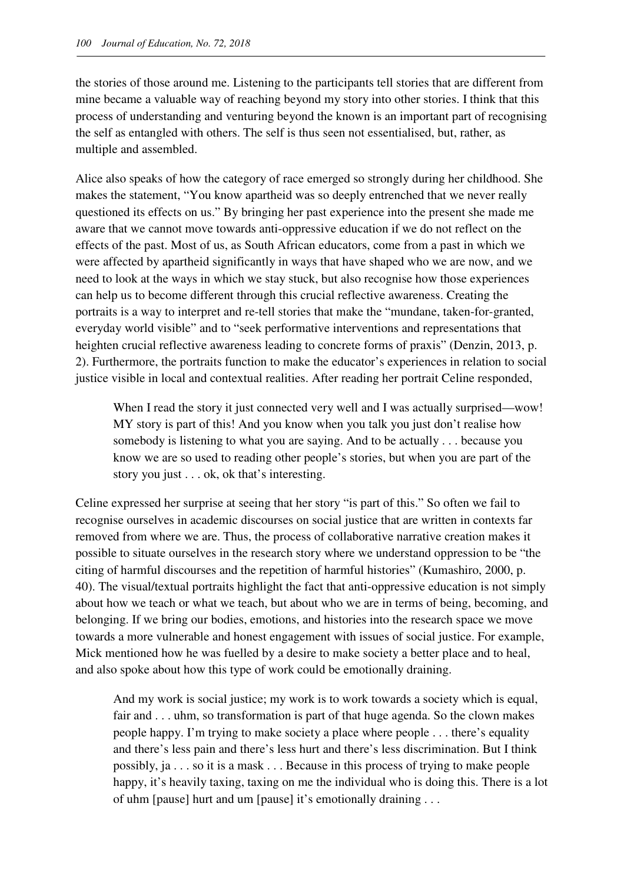the stories of those around me. Listening to the participants tell stories that are different from mine became a valuable way of reaching beyond my story into other stories. I think that this process of understanding and venturing beyond the known is an important part of recognising the self as entangled with others. The self is thus seen not essentialised, but, rather, as multiple and assembled.

Alice also speaks of how the category of race emerged so strongly during her childhood. She makes the statement, "You know apartheid was so deeply entrenched that we never really questioned its effects on us." By bringing her past experience into the present she made me aware that we cannot move towards anti-oppressive education if we do not reflect on the effects of the past. Most of us, as South African educators, come from a past in which we were affected by apartheid significantly in ways that have shaped who we are now, and we need to look at the ways in which we stay stuck, but also recognise how those experiences can help us to become different through this crucial reflective awareness. Creating the portraits is a way to interpret and re-tell stories that make the "mundane, taken-for-granted, everyday world visible" and to "seek performative interventions and representations that heighten crucial reflective awareness leading to concrete forms of praxis" (Denzin, 2013, p. 2). Furthermore, the portraits function to make the educator's experiences in relation to social justice visible in local and contextual realities. After reading her portrait Celine responded,

> When I read the story it just connected very well and I was actually surprised—wow! MY story is part of this! And you know when you talk you just don't realise how somebody is listening to what you are saying. And to be actually . . . because you know we are so used to reading other people's stories, but when you are part of the story you just . . . ok, ok that's interesting.

Celine expressed her surprise at seeing that her story "is part of this." So often we fail to recognise ourselves in academic discourses on social justice that are written in contexts far removed from where we are. Thus, the process of collaborative narrative creation makes it possible to situate ourselves in the research story where we understand oppression to be "the citing of harmful discourses and the repetition of harmful histories" (Kumashiro, 2000, p. 40). The visual/textual portraits highlight the fact that anti-oppressive education is not simply about how we teach or what we teach, but about who we are in terms of being, becoming, and belonging. If we bring our bodies, emotions, and histories into the research space we move towards a more vulnerable and honest engagement with issues of social justice. For example, Mick mentioned how he was fuelled by a desire to make society a better place and to heal, and also spoke about how this type of work could be emotionally draining.

> And my work is social justice; my work is to work towards a society which is equal, fair and . . . uhm, so transformation is part of that huge agenda. So the clown makes people happy. I'm trying to make society a place where people . . . there's equality and there's less pain and there's less hurt and there's less discrimination. But I think possibly, ja . . . so it is a mask . . . Because in this process of trying to make people happy, it's heavily taxing, taxing on me the individual who is doing this. There is a lot of uhm [pause] hurt and um [pause] it's emotionally draining . . .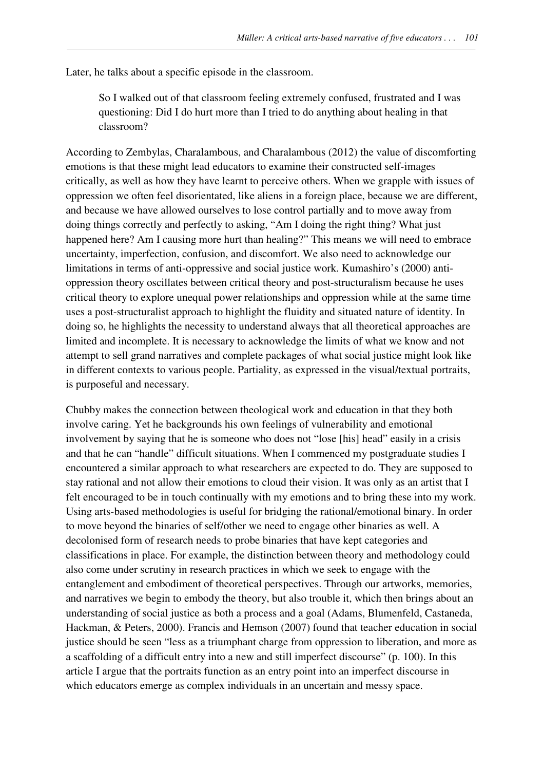Later, he talks about a specific episode in the classroom.

> So I walked out of that classroom feeling extremely confused, frustrated and I was questioning: Did I do hurt more than I tried to do anything about healing in that classroom?

According to Zembylas, Charalambous, and Charalambous (2012) the value of discomforting emotions is that these might lead educators to examine their constructed self-images critically, as well as how they have learnt to perceive others. When we grapple with issues of oppression we often feel disorientated, like aliens in a foreign place, because we are different, and because we have allowed ourselves to lose control partially and to move away from doing things correctly and perfectly to asking, "Am I doing the right thing? What just happened here? Am I causing more hurt than healing?" This means we will need to embrace uncertainty, imperfection, confusion, and discomfort. We also need to acknowledge our limitations in terms of anti-oppressive and social justice work. Kumashiro's (2000) anti-oppression theory oscillates between critical theory and post-structuralism because he uses critical theory to explore unequal power relationships and oppression while at the same time uses a post-structuralist approach to highlight the fluidity and situated nature of identity. In doing so, he highlights the necessity to understand always that all theoretical approaches are limited and incomplete. It is necessary to acknowledge the limits of what we know and not attempt to sell grand narratives and complete packages of what social justice might look like in different contexts to various people. Partiality, as expressed in the visual/textual portraits, is purposeful and necessary.

Chubby makes the connection between theological work and education in that they both involve caring. Yet he backgrounds his own feelings of vulnerability and emotional involvement by saying that he is someone who does not "lose [his] head" easily in a crisis and that he can "handle" difficult situations. When I commenced my postgraduate studies I encountered a similar approach to what researchers are expected to do. They are supposed to stay rational and not allow their emotions to cloud their vision. It was only as an artist that I felt encouraged to be in touch continually with my emotions and to bring these into my work. Using arts-based methodologies is useful for bridging the rational/emotional binary. In order to move beyond the binaries of self/other we need to engage other binaries as well. A decolonised form of research needs to probe binaries that have kept categories and classifications in place. For example, the distinction between theory and methodology could also come under scrutiny in research practices in which we seek to engage with the entanglement and embodiment of theoretical perspectives. Through our artworks, memories, and narratives we begin to embody the theory, but also trouble it, which then brings about an understanding of social justice as both a process and a goal (Adams, Blumenfeld, Castaneda, Hackman, & Peters, 2000). Francis and Hemson (2007) found that teacher education in social justice should be seen "less as a triumphant charge from oppression to liberation, and more as a scaffolding of a difficult entry into a new and still imperfect discourse" (p. 100). In this article I argue that the portraits function as an entry point into an imperfect discourse in which educators emerge as complex individuals in an uncertain and messy space.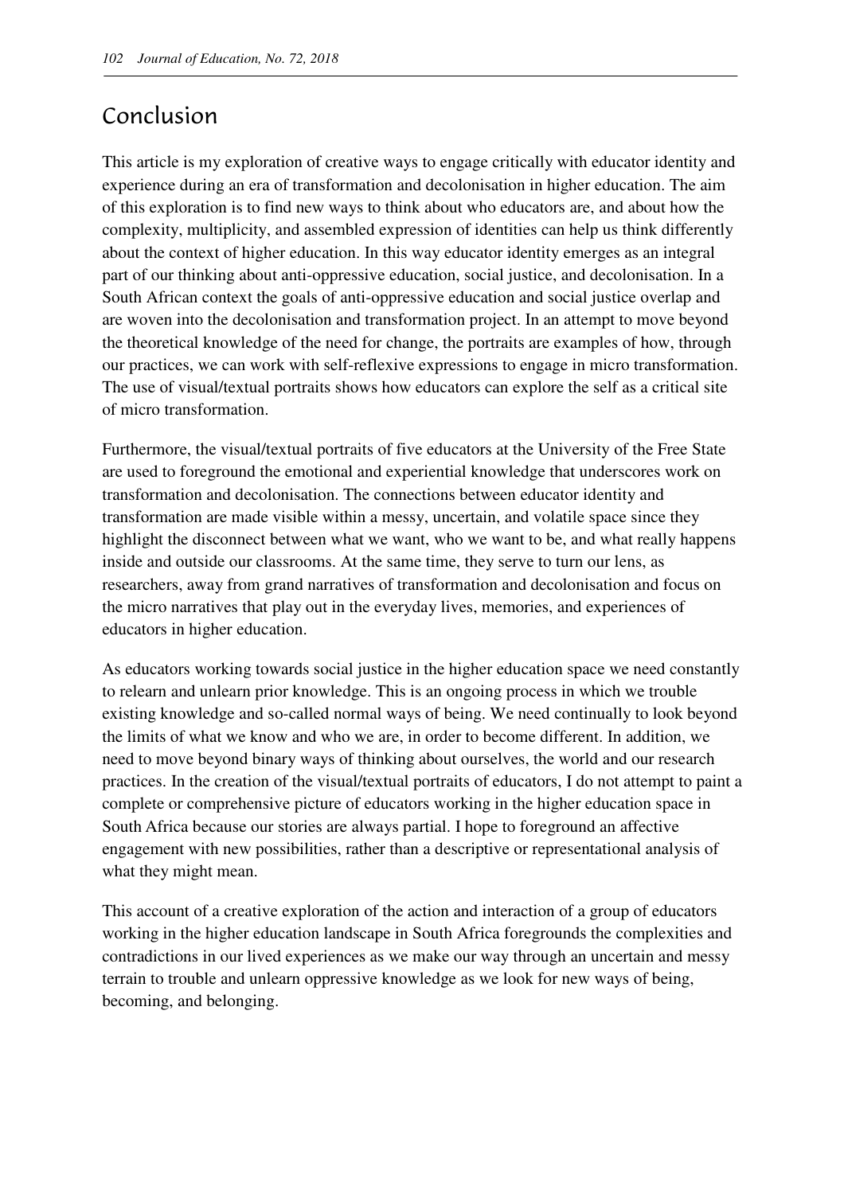## Conclusion

This article is my exploration of creative ways to engage critically with educator identity and experience during an era of transformation and decolonisation in higher education. The aim of this exploration is to find new ways to think about who educators are, and about how the complexity, multiplicity, and assembled expression of identities can help us think differently about the context of higher education. In this way educator identity emerges as an integral part of our thinking about anti-oppressive education, social justice, and decolonisation. In a South African context the goals of anti-oppressive education and social justice overlap and are woven into the decolonisation and transformation project. In an attempt to move beyond the theoretical knowledge of the need for change, the portraits are examples of how, through our practices, we can work with self-reflexive expressions to engage in micro transformation. The use of visual/textual portraits shows how educators can explore the self as a critical site of micro transformation.

Furthermore, the visual/textual portraits of five educators at the University of the Free State are used to foreground the emotional and experiential knowledge that underscores work on transformation and decolonisation. The connections between educator identity and transformation are made visible within a messy, uncertain, and volatile space since they highlight the disconnect between what we want, who we want to be, and what really happens inside and outside our classrooms. At the same time, they serve to turn our lens, as researchers, away from grand narratives of transformation and decolonisation and focus on the micro narratives that play out in the everyday lives, memories, and experiences of educators in higher education.

As educators working towards social justice in the higher education space we need constantly to relearn and unlearn prior knowledge. This is an ongoing process in which we trouble existing knowledge and so-called normal ways of being. We need continually to look beyond the limits of what we know and who we are, in order to become different. In addition, we need to move beyond binary ways of thinking about ourselves, the world and our research practices. In the creation of the visual/textual portraits of educators, I do not attempt to paint a complete or comprehensive picture of educators working in the higher education space in South Africa because our stories are always partial. I hope to foreground an affective engagement with new possibilities, rather than a descriptive or representational analysis of what they might mean.

This account of a creative exploration of the action and interaction of a group of educators working in the higher education landscape in South Africa foregrounds the complexities and contradictions in our lived experiences as we make our way through an uncertain and messy terrain to trouble and unlearn oppressive knowledge as we look for new ways of being, becoming, and belonging.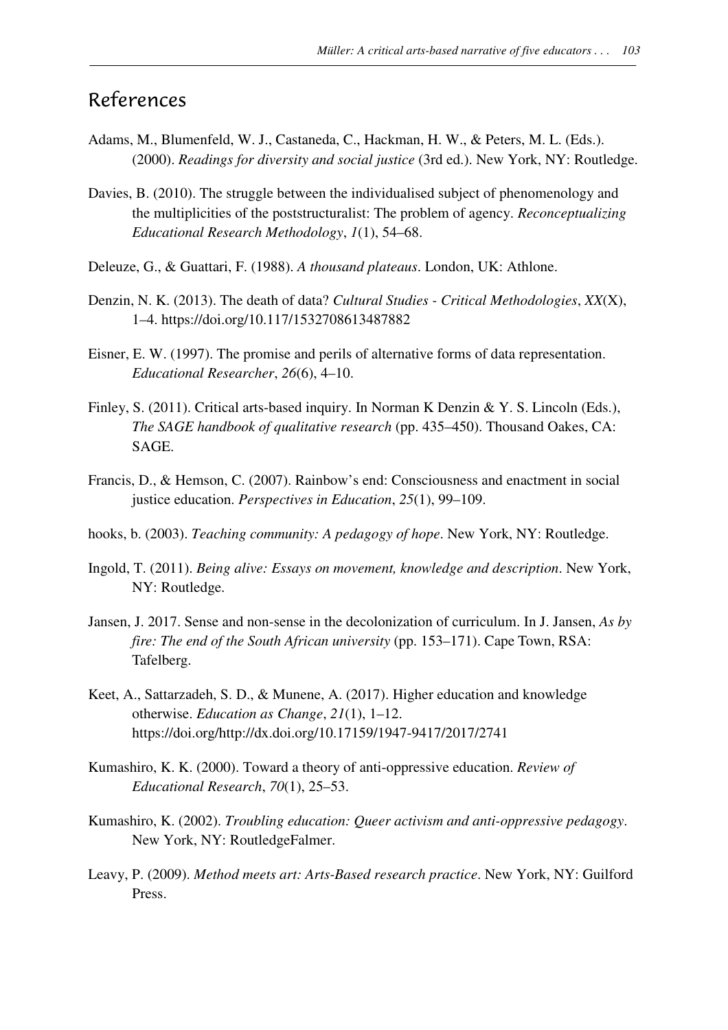## References

Adams, M., Blumenfeld, W. J., Castaneda, C., Hackman, H. W., & Peters, M. L. (Eds.). (2000). *Readings for diversity and social justice* (3rd ed.). New York, NY: Routledge.

Davies, B. (2010). The struggle between the individualised subject of phenomenology and the multiplicities of the poststructuralist: The problem of agency. *Reconceptualizing Educational Research Methodology*, *1*(1), 54–68.

Deleuze, G., & Guattari, F. (1988). *A thousand plateaus*. London, UK: Athlone.

Denzin, N. K. (2013). The death of data? *Cultural Studies - Critical Methodologies*, *XX*(X), 1–4. https://doi.org/10.117/1532708613487882

Eisner, E. W. (1997). The promise and perils of alternative forms of data representation. *Educational Researcher*, *26*(6), 4–10.

Finley, S. (2011). Critical arts-based inquiry. In Norman K Denzin & Y. S. Lincoln (Eds.), *The SAGE handbook of qualitative research* (pp. 435–450). Thousand Oakes, CA: SAGE.

Francis, D., & Hemson, C. (2007). Rainbow's end: Consciousness and enactment in social justice education. *Perspectives in Education*, *25*(1), 99–109.

hooks, b. (2003). *Teaching community: A pedagogy of hope*. New York, NY: Routledge.

Ingold, T. (2011). *Being alive: Essays on movement, knowledge and description*. New York, NY: Routledge.

Jansen, J. 2017. Sense and non-sense in the decolonization of curriculum. In J. Jansen, *As by fire: The end of the South African university* (pp. 153–171). Cape Town, RSA: Tafelberg.

Keet, A., Sattarzadeh, S. D., & Munene, A. (2017). Higher education and knowledge otherwise. *Education as Change*, *21*(1), 1–12. https://doi.org/http://dx.doi.org/10.17159/1947-9417/2017/2741

Kumashiro, K. K. (2000). Toward a theory of anti-oppressive education. *Review of Educational Research*, *70*(1), 25–53.

Kumashiro, K. (2002). *Troubling education: Queer activism and anti-oppressive pedagogy*. New York, NY: RoutledgeFalmer.

Leavy, P. (2009). *Method meets art: Arts-Based research practice*. New York, NY: Guilford Press.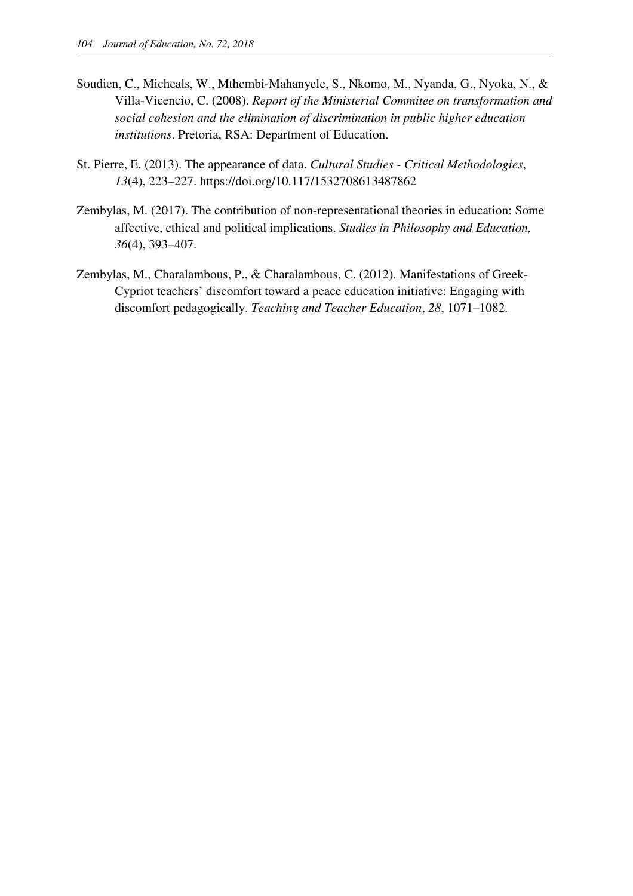Soudien, C., Micheals, W., Mthembi-Mahanyele, S., Nkomo, M., Nyanda, G., Nyoka, N., & Villa-Vicencio, C. (2008). *Report of the Ministerial Commitee on transformation and social cohesion and the elimination of discrimination in public higher education institutions*. Pretoria, RSA: Department of Education.

St. Pierre, E. (2013). The appearance of data. *Cultural Studies - Critical Methodologies*, *13*(4), 223–227. https://doi.org/10.117/1532708613487862

Zembylas, M. (2017). The contribution of non-representational theories in education: Some affective, ethical and political implications. *Studies in Philosophy and Education, 36*(4), 393–407.

Zembylas, M., Charalambous, P., & Charalambous, C. (2012). Manifestations of Greek-Cypriot teachers' discomfort toward a peace education initiative: Engaging with discomfort pedagogically. *Teaching and Teacher Education*, *28*, 1071–1082.